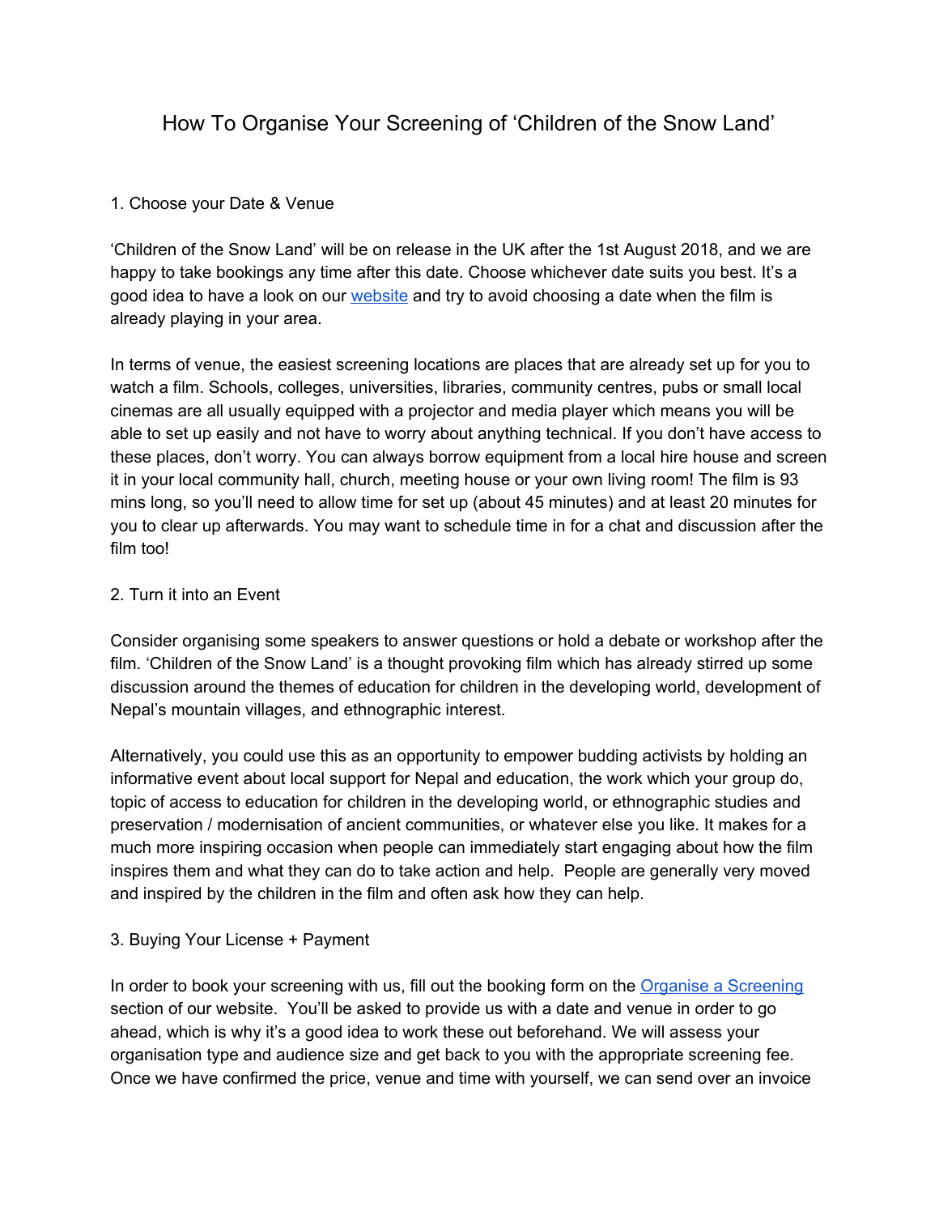# How To Organise Your Screening of 'Children of the Snow Land'

## 1. Choose your Date & Venue

'Children of the Snow Land' will be on release in the UK after the 1st August 2018, and we are happy to take bookings any time after this date. Choose whichever date suits you best. It's a good idea to have a look on our [website]() and try to avoid choosing a date when the film is already playing in your area.

In terms of venue, the easiest screening locations are places that are already set up for you to watch a film. Schools, colleges, universities, libraries, community centres, pubs or small local cinemas are all usually equipped with a projector and media player which means you will be able to set up easily and not have to worry about anything technical. If you don't have access to these places, don't worry. You can always borrow equipment from a local hire house and screen it in your local community hall, church, meeting house or your own living room! The film is 93 mins long, so you'll need to allow time for set up (about 45 minutes) and at least 20 minutes for you to clear up afterwards. You may want to schedule time in for a chat and discussion after the film too!

## 2. Turn it into an Event

Consider organising some speakers to answer questions or hold a debate or workshop after the film. 'Children of the Snow Land' is a thought provoking film which has already stirred up some discussion around the themes of education for children in the developing world, development of Nepal's mountain villages, and ethnographic interest.

Alternatively, you could use this as an opportunity to empower budding activists by holding an informative event about local support for Nepal and education, the work which your group do, topic of access to education for children in the developing world, or ethnographic studies and preservation / modernisation of ancient communities, or whatever else you like. It makes for a much more inspiring occasion when people can immediately start engaging about how the film inspires them and what they can do to take action and help. People are generally very moved and inspired by the children in the film and often ask how they can help.

## 3. Buying Your License + Payment

In order to book your screening with us, fill out the booking form on the [Organise a Screening]() section of our website. You'll be asked to provide us with a date and venue in order to go ahead, which is why it's a good idea to work these out beforehand. We will assess your organisation type and audience size and get back to you with the appropriate screening fee. Once we have confirmed the price, venue and time with yourself, we can send over an invoice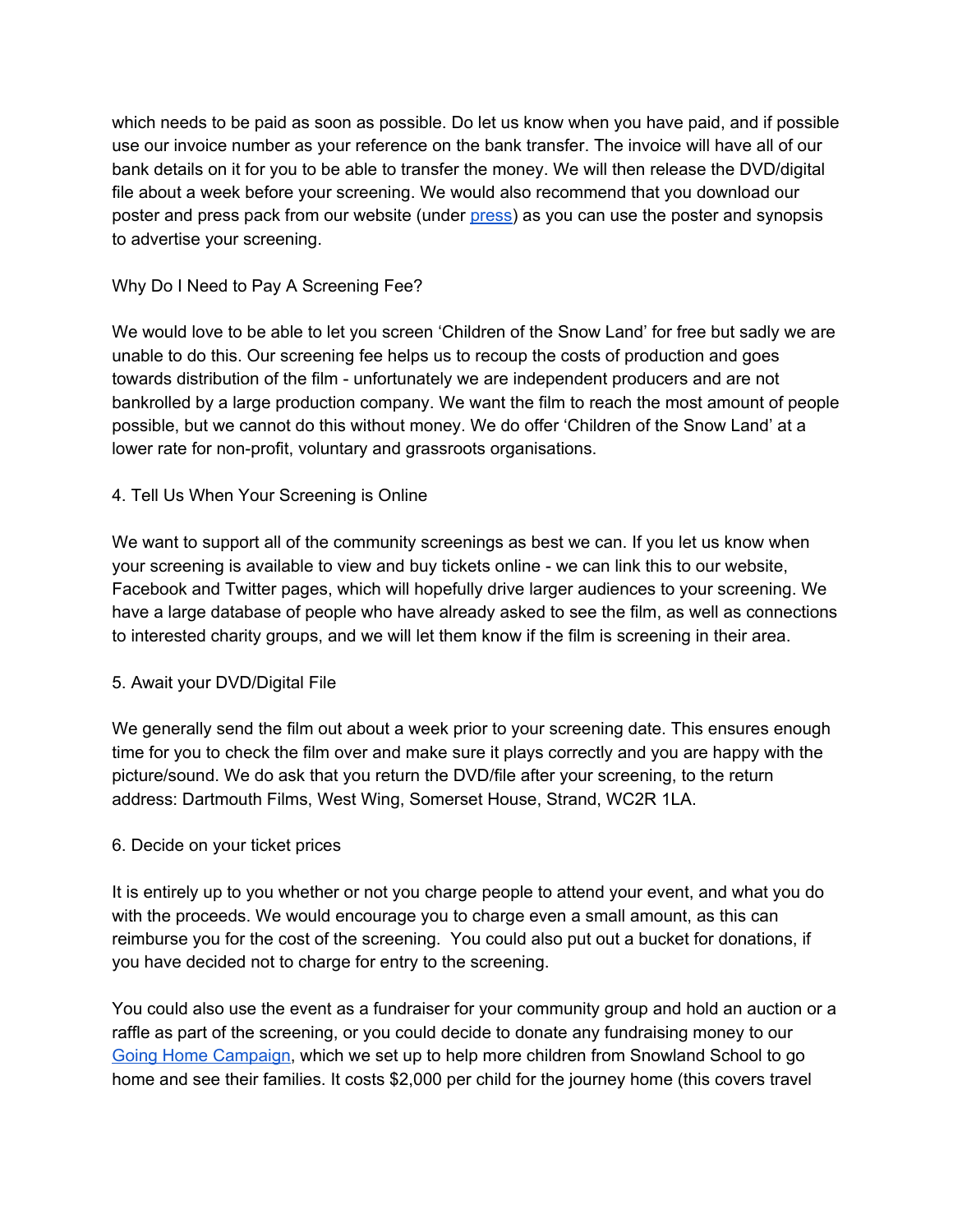which needs to be paid as soon as possible. Do let us know when you have paid, and if possible use our invoice number as your reference on the bank transfer. The invoice will have all of our bank details on it for you to be able to transfer the money. We will then release the DVD/digital file about a week before your screening. We would also recommend that you download our poster and press pack from our website (under [press]) as you can use the poster and synopsis to advertise your screening.

### Why Do I Need to Pay A Screening Fee?

We would love to be able to let you screen 'Children of the Snow Land' for free but sadly we are unable to do this. Our screening fee helps us to recoup the costs of production and goes towards distribution of the film - unfortunately we are independent producers and are not bankrolled by a large production company. We want the film to reach the most amount of people possible, but we cannot do this without money. We do offer 'Children of the Snow Land' at a lower rate for non-profit, voluntary and grassroots organisations.

### 4. Tell Us When Your Screening is Online

We want to support all of the community screenings as best we can. If you let us know when your screening is available to view and buy tickets online - we can link this to our website, Facebook and Twitter pages, which will hopefully drive larger audiences to your screening. We have a large database of people who have already asked to see the film, as well as connections to interested charity groups, and we will let them know if the film is screening in their area.

### 5. Await your DVD/Digital File

We generally send the film out about a week prior to your screening date. This ensures enough time for you to check the film over and make sure it plays correctly and you are happy with the picture/sound. We do ask that you return the DVD/file after your screening, to the return address: Dartmouth Films, West Wing, Somerset House, Strand, WC2R 1LA.

### 6. Decide on your ticket prices

It is entirely up to you whether or not you charge people to attend your event, and what you do with the proceeds. We would encourage you to charge even a small amount, as this can reimburse you for the cost of the screening. You could also put out a bucket for donations, if you have decided not to charge for entry to the screening.

You could also use the event as a fundraiser for your community group and hold an auction or a raffle as part of the screening, or you could decide to donate any fundraising money to our Going Home Campaign, which we set up to help more children from Snowland School to go home and see their families. It costs $2,000 per child for the journey home (this covers travel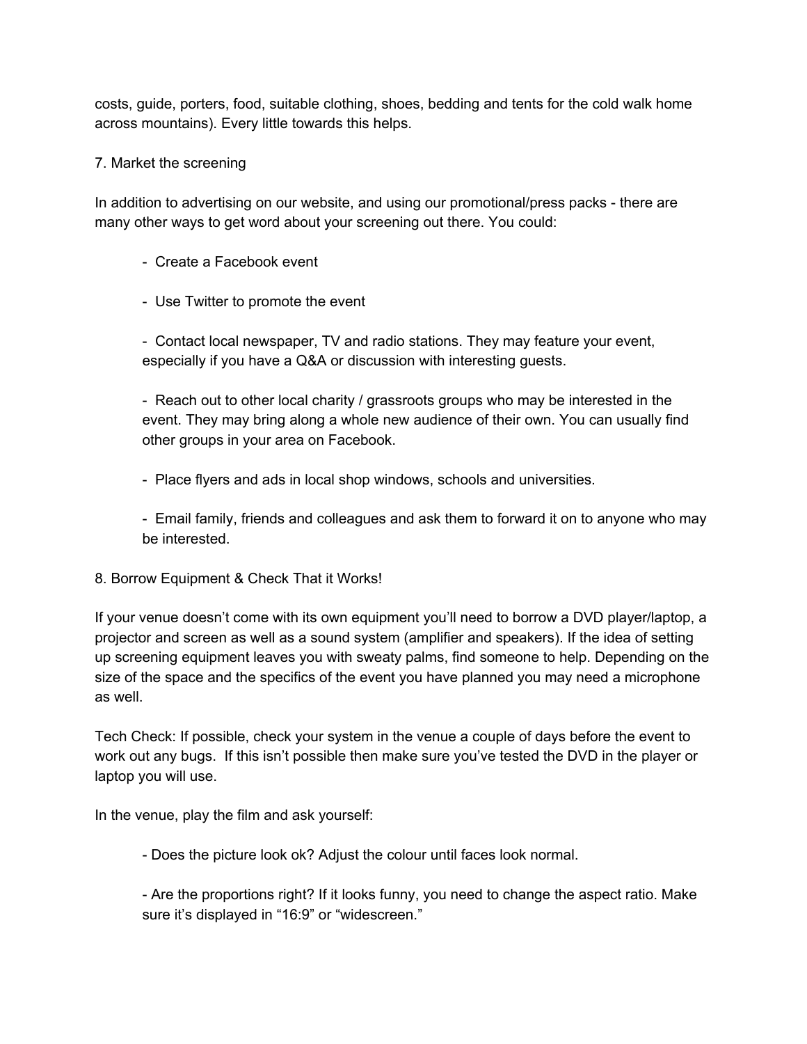costs, guide, porters, food, suitable clothing, shoes, bedding and tents for the cold walk home across mountains). Every little towards this helps.

## 7. Market the screening

In addition to advertising on our website, and using our promotional/press packs - there are many other ways to get word about your screening out there. You could:

- Create a Facebook event
- Use Twitter to promote the event
- Contact local newspaper, TV and radio stations. They may feature your event, especially if you have a Q&A or discussion with interesting guests.
- Reach out to other local charity / grassroots groups who may be interested in the event. They may bring along a whole new audience of their own. You can usually find other groups in your area on Facebook.
- Place flyers and ads in local shop windows, schools and universities.
- Email family, friends and colleagues and ask them to forward it on to anyone who may be interested.

## 8. Borrow Equipment & Check That it Works!

If your venue doesn't come with its own equipment you'll need to borrow a DVD player/laptop, a projector and screen as well as a sound system (amplifier and speakers). If the idea of setting up screening equipment leaves you with sweaty palms, find someone to help. Depending on the size of the space and the specifics of the event you have planned you may need a microphone as well.

Tech Check: If possible, check your system in the venue a couple of days before the event to work out any bugs. If this isn't possible then make sure you've tested the DVD in the player or laptop you will use.

In the venue, play the film and ask yourself:

- Does the picture look ok? Adjust the colour until faces look normal.
- Are the proportions right? If it looks funny, you need to change the aspect ratio. Make sure it's displayed in "16:9" or "widescreen."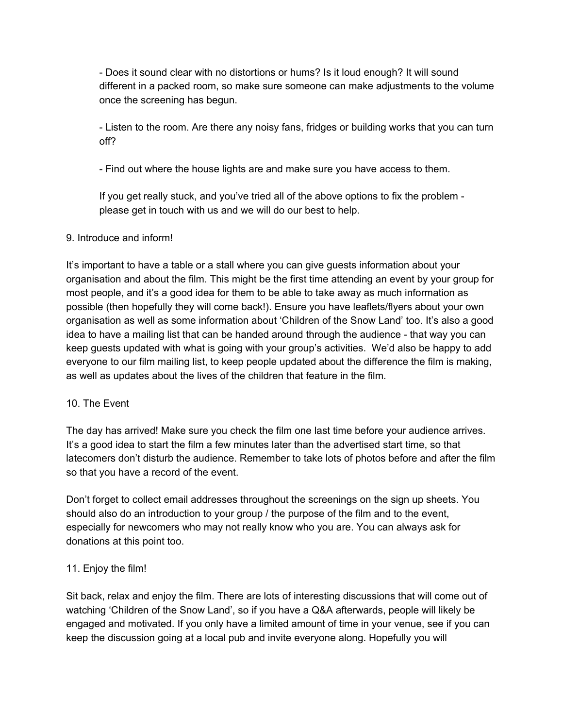- Does it sound clear with no distortions or hums? Is it loud enough? It will sound different in a packed room, so make sure someone can make adjustments to the volume once the screening has begun.

- Listen to the room. Are there any noisy fans, fridges or building works that you can turn off?

- Find out where the house lights are and make sure you have access to them.

If you get really stuck, and you've tried all of the above options to fix the problem - please get in touch with us and we will do our best to help.

9. Introduce and inform!

It's important to have a table or a stall where you can give guests information about your organisation and about the film. This might be the first time attending an event by your group for most people, and it's a good idea for them to be able to take away as much information as possible (then hopefully they will come back!). Ensure you have leaflets/flyers about your own organisation as well as some information about 'Children of the Snow Land' too. It's also a good idea to have a mailing list that can be handed around through the audience - that way you can keep guests updated with what is going with your group's activities. We'd also be happy to add everyone to our film mailing list, to keep people updated about the difference the film is making, as well as updates about the lives of the children that feature in the film.

10. The Event

The day has arrived! Make sure you check the film one last time before your audience arrives. It's a good idea to start the film a few minutes later than the advertised start time, so that latecomers don't disturb the audience. Remember to take lots of photos before and after the film so that you have a record of the event.

Don't forget to collect email addresses throughout the screenings on the sign up sheets. You should also do an introduction to your group / the purpose of the film and to the event, especially for newcomers who may not really know who you are. You can always ask for donations at this point too.

11. Enjoy the film!

Sit back, relax and enjoy the film. There are lots of interesting discussions that will come out of watching 'Children of the Snow Land', so if you have a Q&A afterwards, people will likely be engaged and motivated. If you only have a limited amount of time in your venue, see if you can keep the discussion going at a local pub and invite everyone along. Hopefully you will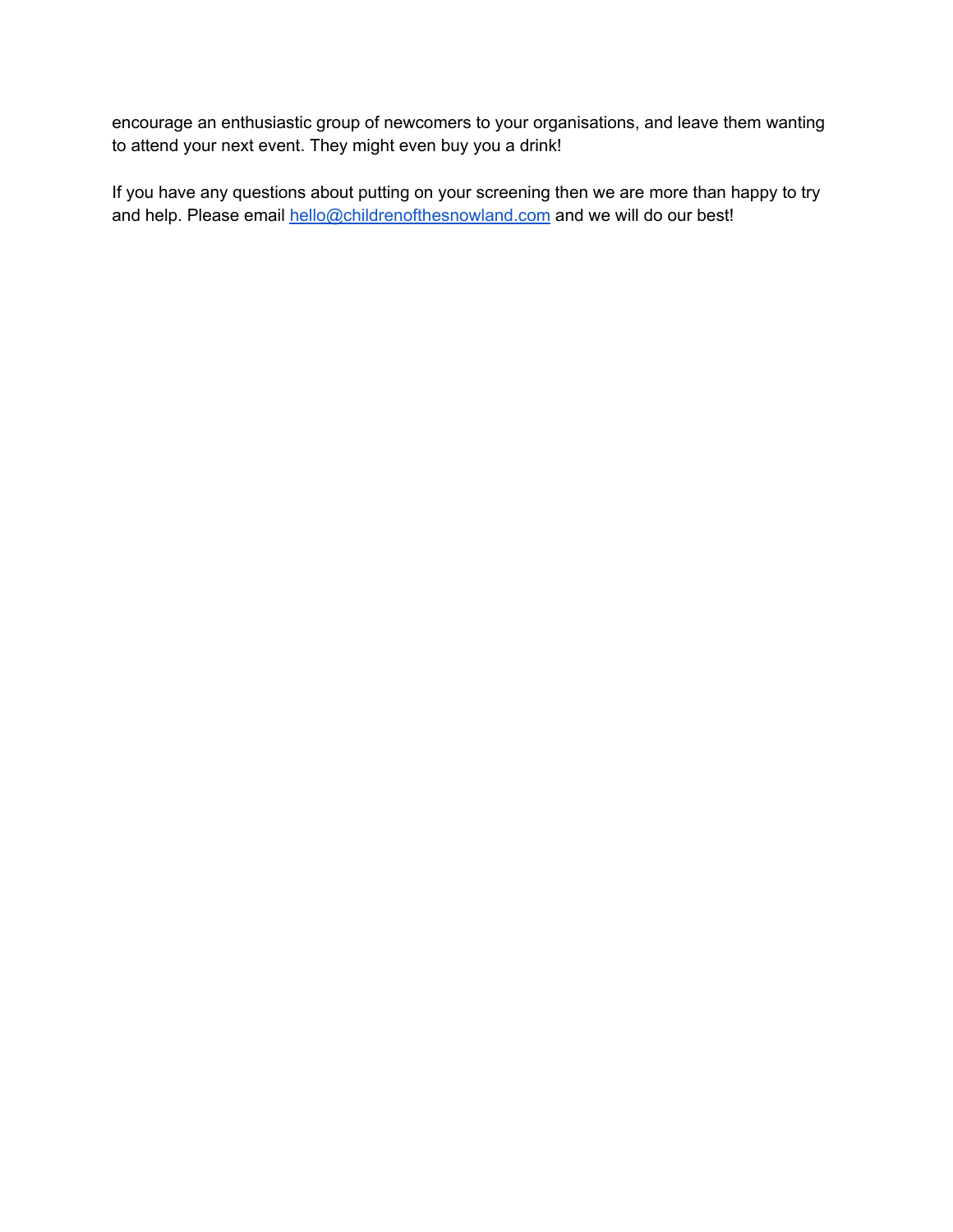encourage an enthusiastic group of newcomers to your organisations, and leave them wanting to attend your next event. They might even buy you a drink!

If you have any questions about putting on your screening then we are more than happy to try and help. Please email [hello@childrenofthesnowland.com](mailto:hello@childrenofthesnowland.com) and we will do our best!